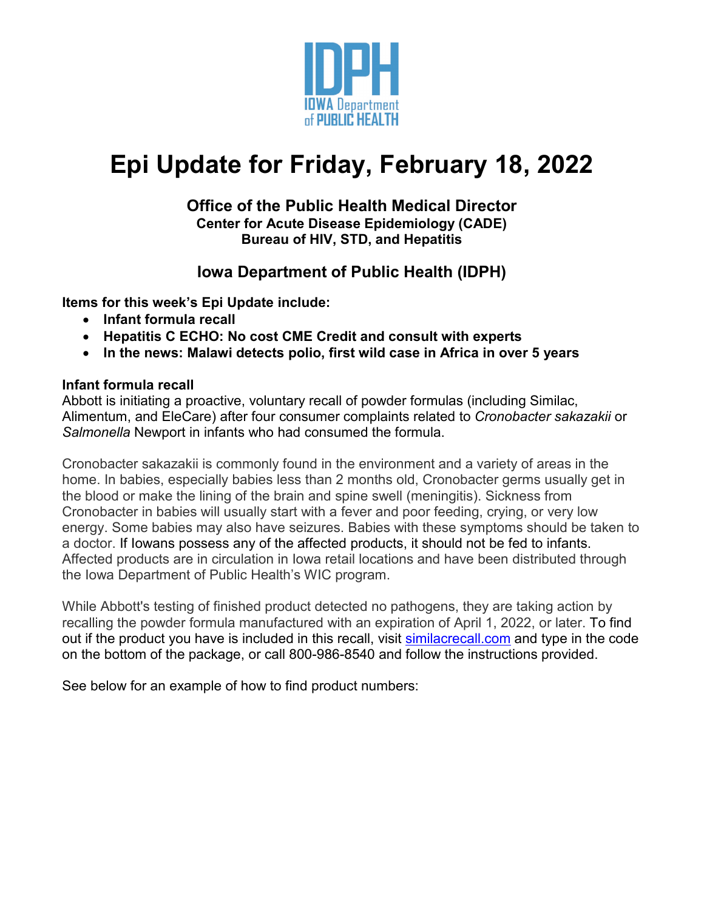# Epi Update for Friday, February 18, 2022

### Office of the Public Health Medical Director

**Center for Acute Disease Epidemiology (CADE)**
**Bureau of HIV, STD, and Hepatitis**

### Iowa Department of Public Health (IDPH)

**Items for this week's Epi Update include:**

- **Infant formula recall**
- **Hepatitis C ECHO: No cost CME Credit and consult with experts**
- **In the news: Malawi detects polio, first wild case in Africa in over 5 years**

## Infant formula recall

Abbott is initiating a proactive, voluntary recall of powder formulas (including Similac, Alimentum, and EleCare) after four consumer complaints related to *Cronobacter sakazakii* or *Salmonella* Newport in infants who had consumed the formula.

Cronobacter sakazakii is commonly found in the environment and a variety of areas in the home. In babies, especially babies less than 2 months old, Cronobacter germs usually get in the blood or make the lining of the brain and spine swell (meningitis). Sickness from Cronobacter in babies will usually start with a fever and poor feeding, crying, or very low energy. Some babies may also have seizures. Babies with these symptoms should be taken to a doctor. If Iowans possess any of the affected products, it should not be fed to infants. Affected products are in circulation in Iowa retail locations and have been distributed through the Iowa Department of Public Health's WIC program.

While Abbott's testing of finished product detected no pathogens, they are taking action by recalling the powder formula manufactured with an expiration of April 1, 2022, or later. To find out if the product you have is included in this recall, visit [similacrecall.com](similacrecall.com) and type in the code on the bottom of the package, or call 800-986-8540 and follow the instructions provided.

See below for an example of how to find product numbers: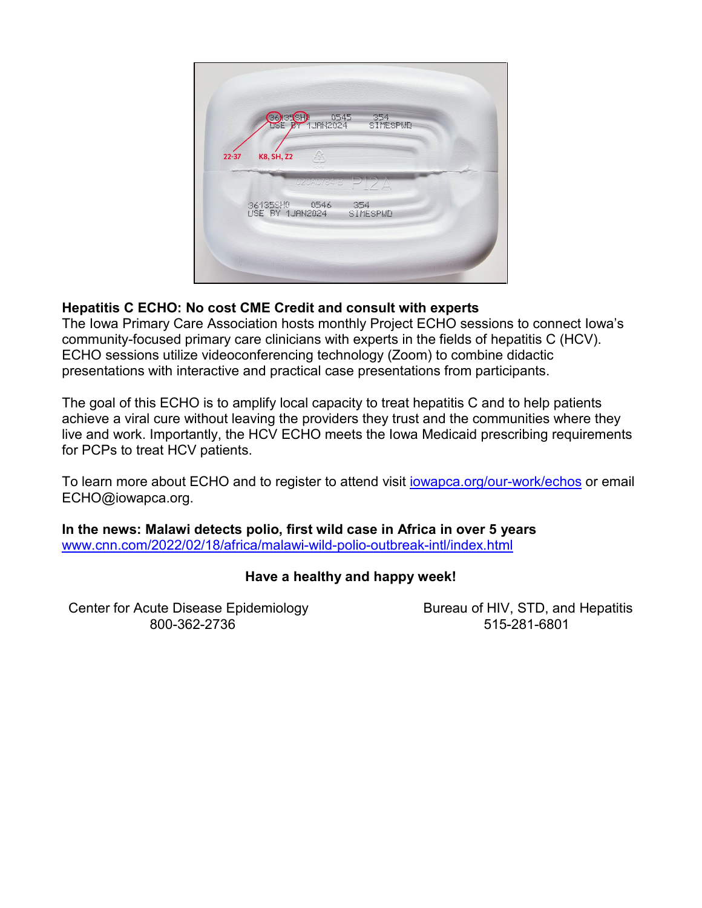**Hepatitis C ECHO: No cost CME Credit and consult with experts**

The Iowa Primary Care Association hosts monthly Project ECHO sessions to connect Iowa's community-focused primary care clinicians with experts in the fields of hepatitis C (HCV). ECHO sessions utilize videoconferencing technology (Zoom) to combine didactic presentations with interactive and practical case presentations from participants.

The goal of this ECHO is to amplify local capacity to treat hepatitis C and to help patients achieve a viral cure without leaving the providers they trust and the communities where they live and work. Importantly, the HCV ECHO meets the Iowa Medicaid prescribing requirements for PCPs to treat HCV patients.

To learn more about ECHO and to register to attend visit iowapca.org/our-work/echos or email ECHO@iowapca.org.

**In the news: Malawi detects polio, first wild case in Africa in over 5 years**

www.cnn.com/2022/02/18/africa/malawi-wild-polio-outbreak-intl/index.html

**Have a healthy and happy week!**

Center for Acute Disease Epidemiology
800-362-2736

Bureau of HIV, STD, and Hepatitis
515-281-6801